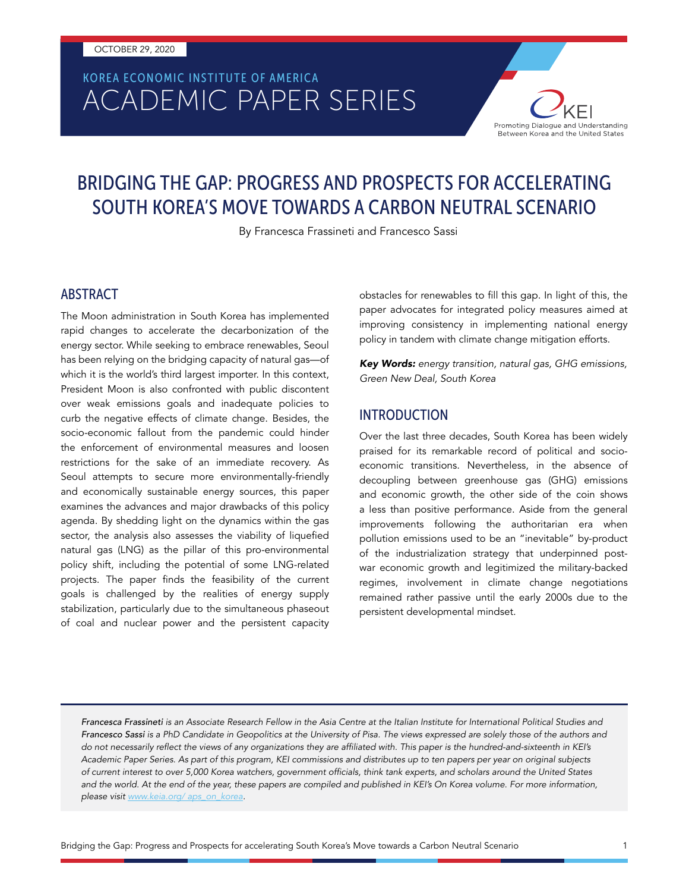OCTOBER 29, 2020

KOREA ECONOMIC INSTITUTE OF AMERICA

ACADEMIC PAPER SERIES

KEI

Promoting Dialogue and Understanding Between Korea and the United States

# BRIDGING THE GAP: PROGRESS AND PROSPECTS FOR ACCELERATING SOUTH KOREA'S MOVE TOWARDS A CARBON NEUTRAL SCENARIO

By Francesca Frassineti and Francesco Sassi

## ABSTRACT

The Moon administration in South Korea has implemented rapid changes to accelerate the decarbonization of the energy sector. While seeking to embrace renewables, Seoul has been relying on the bridging capacity of natural gas—of which it is the world's third largest importer. In this context, President Moon is also confronted with public discontent over weak emissions goals and inadequate policies to curb the negative effects of climate change. Besides, the socio-economic fallout from the pandemic could hinder the enforcement of environmental measures and loosen restrictions for the sake of an immediate recovery. As Seoul attempts to secure more environmentally-friendly and economically sustainable energy sources, this paper examines the advances and major drawbacks of this policy agenda. By shedding light on the dynamics within the gas sector, the analysis also assesses the viability of liquefied natural gas (LNG) as the pillar of this pro-environmental policy shift, including the potential of some LNG-related projects. The paper finds the feasibility of the current goals is challenged by the realities of energy supply stabilization, particularly due to the simultaneous phaseout of coal and nuclear power and the persistent capacity obstacles for renewables to fill this gap. In light of this, the paper advocates for integrated policy measures aimed at improving consistency in implementing national energy policy in tandem with climate change mitigation efforts.

***Key Words:*** *energy transition, natural gas, GHG emissions, Green New Deal, South Korea*

## INTRODUCTION

Over the last three decades, South Korea has been widely praised for its remarkable record of political and socio-economic transitions. Nevertheless, in the absence of decoupling between greenhouse gas (GHG) emissions and economic growth, the other side of the coin shows a less than positive performance. Aside from the general improvements following the authoritarian era when pollution emissions used to be an "inevitable" by-product of the industrialization strategy that underpinned post-war economic growth and legitimized the military-backed regimes, involvement in climate change negotiations remained rather passive until the early 2000s due to the persistent developmental mindset.

---

*Francesca Frassineti is an Associate Research Fellow in the Asia Centre at the Italian Institute for International Political Studies and Francesco Sassi is a PhD Candidate in Geopolitics at the University of Pisa. The views expressed are solely those of the authors and do not necessarily reflect the views of any organizations they are affiliated with. This paper is the hundred-and-sixteenth in KEI's Academic Paper Series. As part of this program, KEI commissions and distributes up to ten papers per year on original subjects of current interest to over 5,000 Korea watchers, government officials, think tank experts, and scholars around the United States and the world. At the end of the year, these papers are compiled and published in KEI's On Korea volume. For more information, please visit [www.keia.org/ aps_on_korea](www.keia.org/aps_on_korea).*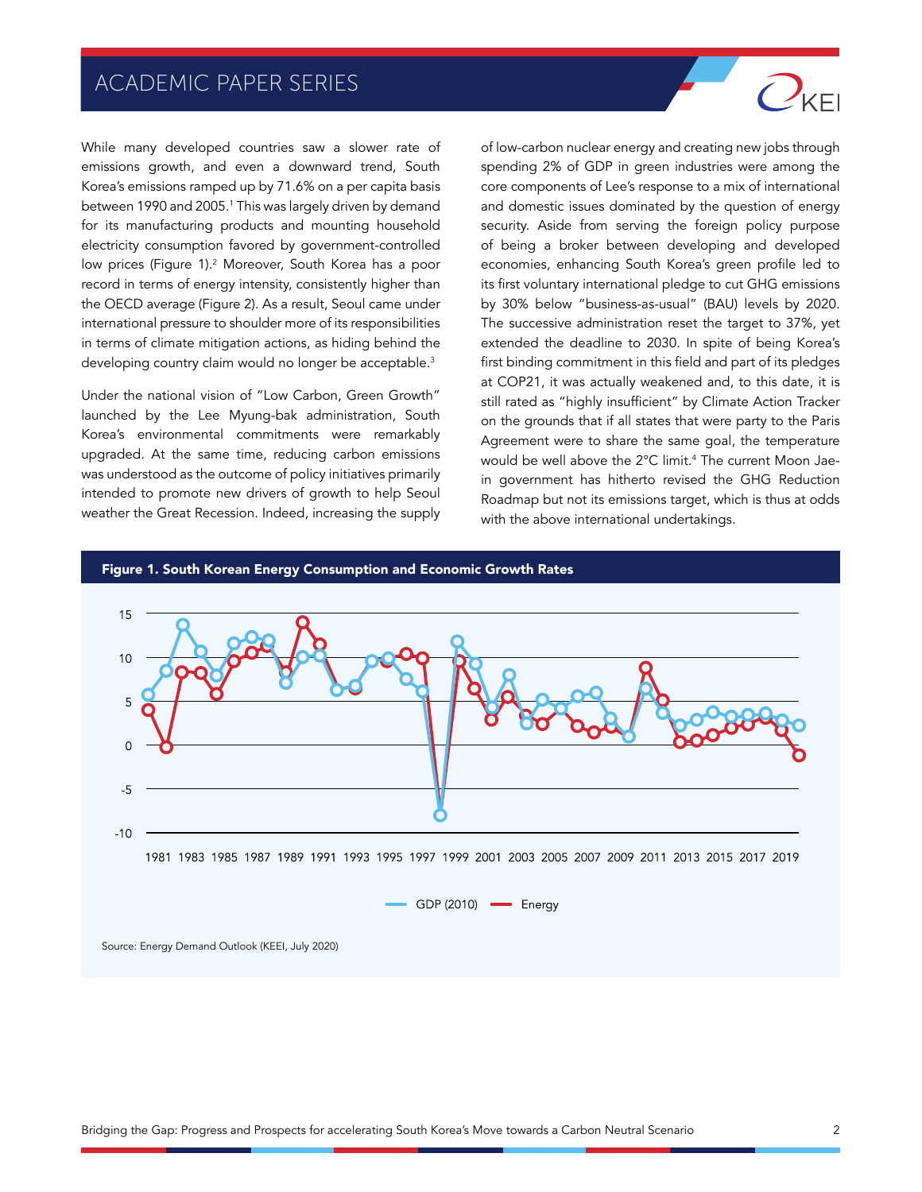While many developed countries saw a slower rate of emissions growth, and even a downward trend, South Korea's emissions ramped up by 71.6% on a per capita basis between 1990 and 2005.[1] This was largely driven by demand for its manufacturing products and mounting household electricity consumption favored by government-controlled low prices (Figure 1).[2] Moreover, South Korea has a poor record in terms of energy intensity, consistently higher than the OECD average (Figure 2). As a result, Seoul came under international pressure to shoulder more of its responsibilities in terms of climate mitigation actions, as hiding behind the developing country claim would no longer be acceptable.[3]

Under the national vision of "Low Carbon, Green Growth" launched by the Lee Myung-bak administration, South Korea's environmental commitments were remarkably upgraded. At the same time, reducing carbon emissions was understood as the outcome of policy initiatives primarily intended to promote new drivers of growth to help Seoul weather the Great Recession. Indeed, increasing the supply of low-carbon nuclear energy and creating new jobs through spending 2% of GDP in green industries were among the core components of Lee's response to a mix of international and domestic issues dominated by the question of energy security. Aside from serving the foreign policy purpose of being a broker between developing and developed economies, enhancing South Korea's green profile led to its first voluntary international pledge to cut GHG emissions by 30% below "business-as-usual" (BAU) levels by 2020. The successive administration reset the target to 37%, yet extended the deadline to 2030. In spite of being Korea's first binding commitment in this field and part of its pledges at COP21, it was actually weakened and, to this date, it is still rated as "highly insufficient" by Climate Action Tracker on the grounds that if all states that were party to the Paris Agreement were to share the same goal, the temperature would be well above the 2°C limit.[4] The current Moon Jae-in government has hitherto revised the GHG Reduction Roadmap but not its emissions target, which is thus at odds with the above international undertakings.

**Figure 1. South Korean Energy Consumption and Economic Growth Rates**

Source: Energy Demand Outlook (KEEI, July 2020)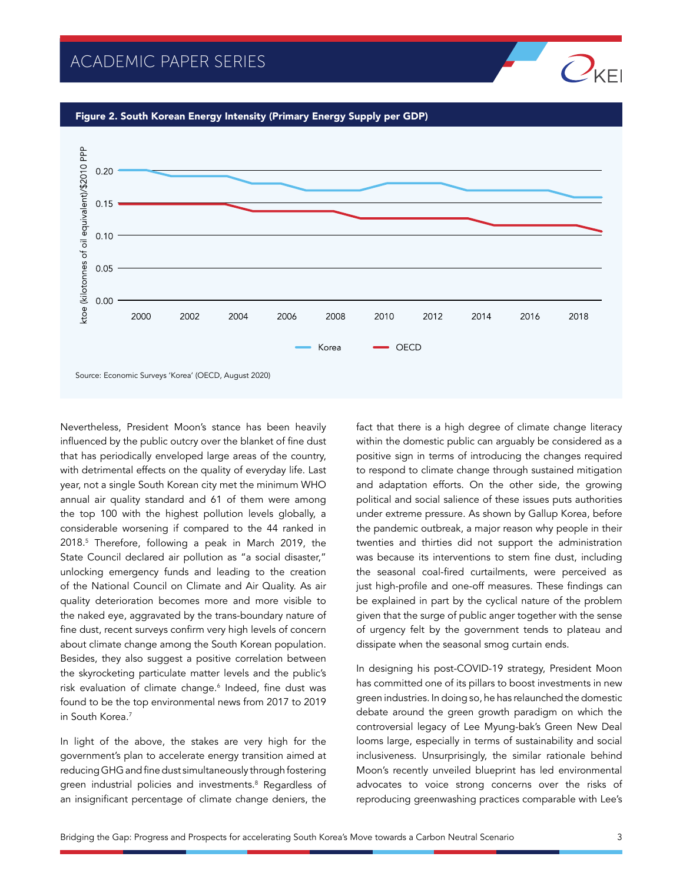**Figure 2. South Korean Energy Intensity (Primary Energy Supply per GDP)**

ktoe (kilotonnes of oil equivalent)/$2010 PPP

0.20
0.15
0.10
0.05
0.00

2000
2002
2004
2006
2008
2010
2012
2014
2016
2018

Korea
OECD

Source: Economic Surveys 'Korea' (OECD, August 2020)

Nevertheless, President Moon's stance has been heavily influenced by the public outcry over the blanket of fine dust that has periodically enveloped large areas of the country, with detrimental effects on the quality of everyday life. Last year, not a single South Korean city met the minimum WHO annual air quality standard and 61 of them were among the top 100 with the highest pollution levels globally, a considerable worsening if compared to the 44 ranked in 2018.[5] Therefore, following a peak in March 2019, the State Council declared air pollution as "a social disaster," unlocking emergency funds and leading to the creation of the National Council on Climate and Air Quality. As air quality deterioration becomes more and more visible to the naked eye, aggravated by the trans-boundary nature of fine dust, recent surveys confirm very high levels of concern about climate change among the South Korean population. Besides, they also suggest a positive correlation between the skyrocketing particulate matter levels and the public's risk evaluation of climate change.[6] Indeed, fine dust was found to be the top environmental news from 2017 to 2019 in South Korea.[7]

In light of the above, the stakes are very high for the government's plan to accelerate energy transition aimed at reducing GHG and fine dust simultaneously through fostering green industrial policies and investments.[8] Regardless of an insignificant percentage of climate change deniers, the fact that there is a high degree of climate change literacy within the domestic public can arguably be considered as a positive sign in terms of introducing the changes required to respond to climate change through sustained mitigation and adaptation efforts. On the other side, the growing political and social salience of these issues puts authorities under extreme pressure. As shown by Gallup Korea, before the pandemic outbreak, a major reason why people in their twenties and thirties did not support the administration was because its interventions to stem fine dust, including the seasonal coal-fired curtailments, were perceived as just high-profile and one-off measures. These findings can be explained in part by the cyclical nature of the problem given that the surge of public anger together with the sense of urgency felt by the government tends to plateau and dissipate when the seasonal smog curtain ends.

In designing his post-COVID-19 strategy, President Moon has committed one of its pillars to boost investments in new green industries. In doing so, he has relaunched the domestic debate around the green growth paradigm on which the controversial legacy of Lee Myung-bak's Green New Deal looms large, especially in terms of sustainability and social inclusiveness. Unsurprisingly, the similar rationale behind Moon's recently unveiled blueprint has led environmental advocates to voice strong concerns over the risks of reproducing greenwashing practices comparable with Lee's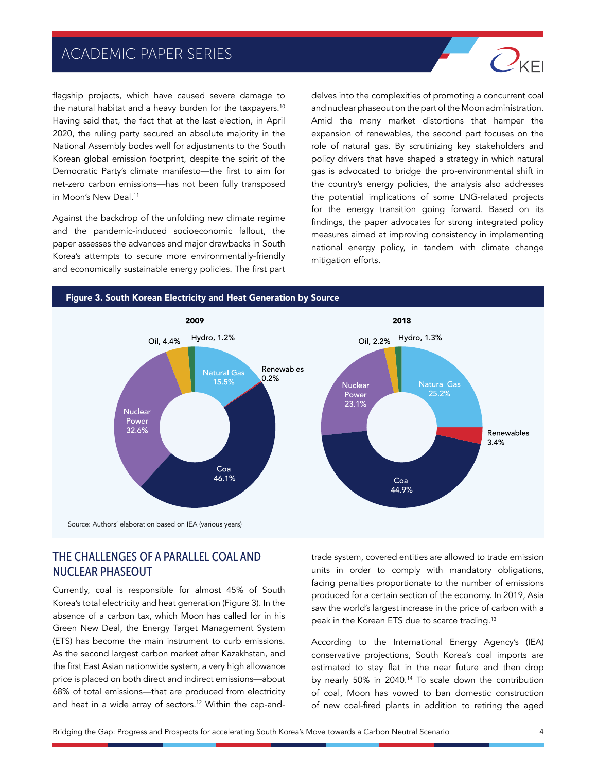flagship projects, which have caused severe damage to the natural habitat and a heavy burden for the taxpayers.[10] Having said that, the fact that at the last election, in April 2020, the ruling party secured an absolute majority in the National Assembly bodes well for adjustments to the South Korean global emission footprint, despite the spirit of the Democratic Party's climate manifesto—the first to aim for net-zero carbon emissions—has not been fully transposed in Moon's New Deal.[11]

Against the backdrop of the unfolding new climate regime and the pandemic-induced socioeconomic fallout, the paper assesses the advances and major drawbacks in South Korea's attempts to secure more environmentally-friendly and economically sustainable energy policies. The first part delves into the complexities of promoting a concurrent coal and nuclear phaseout on the part of the Moon administration. Amid the many market distortions that hamper the expansion of renewables, the second part focuses on the role of natural gas. By scrutinizing key stakeholders and policy drivers that have shaped a strategy in which natural gas is advocated to bridge the pro-environmental shift in the country's energy policies, the analysis also addresses the potential implications of some LNG-related projects for the energy transition going forward. Based on its findings, the paper advocates for strong integrated policy measures aimed at improving consistency in implementing national energy policy, in tandem with climate change mitigation efforts.

**Figure 3. South Korean Electricity and Heat Generation by Source**

2009

Oil, 4.4%
Hydro, 1.2%
Natural Gas 15.5%
Renewables 0.2%
Nuclear Power 32.6%
Coal 46.1%

2018

Oil, 2.2%
Hydro, 1.3%
Natural Gas 25.2%
Renewables 3.4%
Nuclear Power 23.1%
Coal 44.9%

Source: Authors' elaboration based on IEA (various years)

## THE CHALLENGES OF A PARALLEL COAL AND NUCLEAR PHASEOUT

Currently, coal is responsible for almost 45% of South Korea's total electricity and heat generation (Figure 3). In the absence of a carbon tax, which Moon has called for in his Green New Deal, the Energy Target Management System (ETS) has become the main instrument to curb emissions. As the second largest carbon market after Kazakhstan, and the first East Asian nationwide system, a very high allowance price is placed on both direct and indirect emissions—about 68% of total emissions—that are produced from electricity and heat in a wide array of sectors.[12] Within the cap-and-trade system, covered entities are allowed to trade emission units in order to comply with mandatory obligations, facing penalties proportionate to the number of emissions produced for a certain section of the economy. In 2019, Asia saw the world's largest increase in the price of carbon with a peak in the Korean ETS due to scarce trading.[13]

According to the International Energy Agency's (IEA) conservative projections, South Korea's coal imports are estimated to stay flat in the near future and then drop by nearly 50% in 2040.[14] To scale down the contribution of coal, Moon has vowed to ban domestic construction of new coal-fired plants in addition to retiring the aged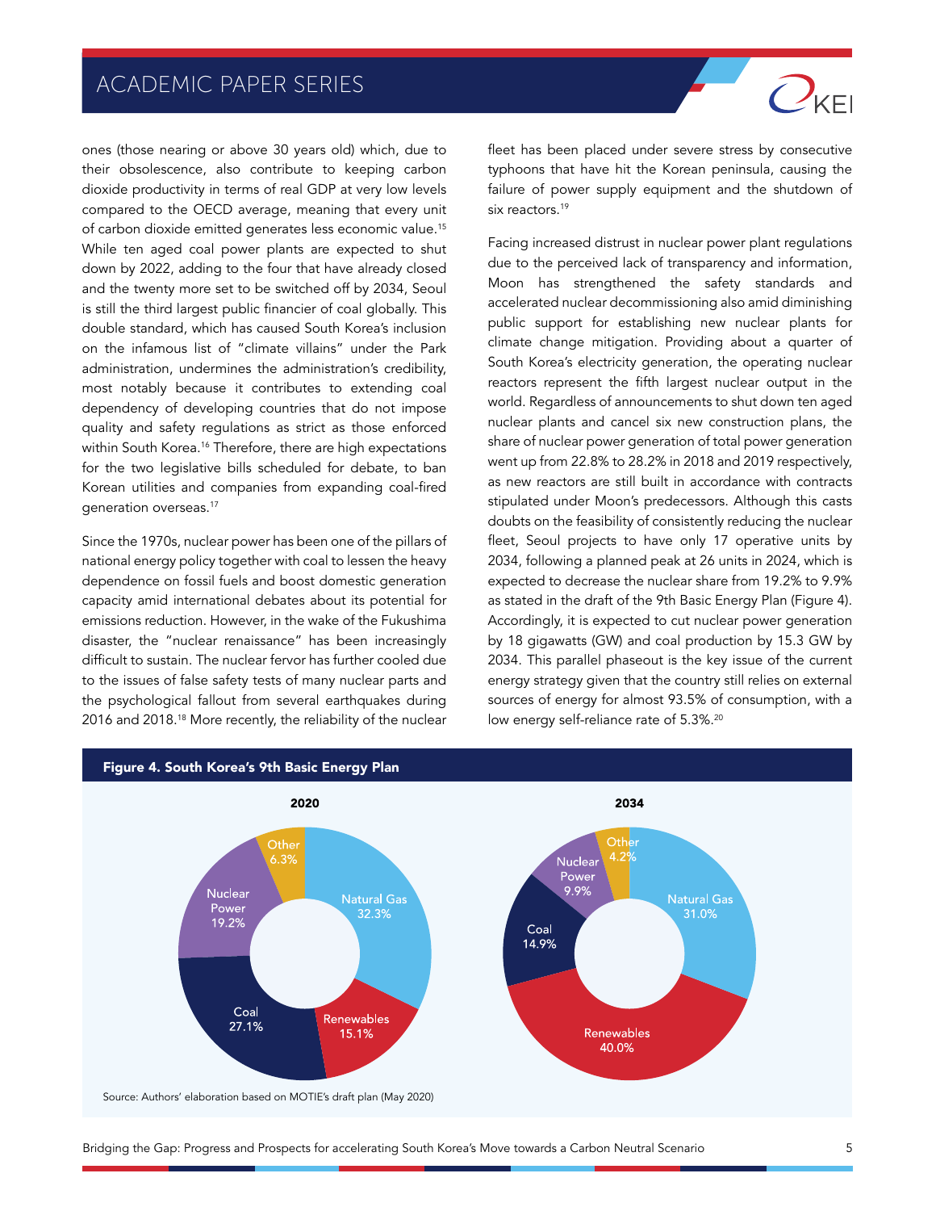ones (those nearing or above 30 years old) which, due to their obsolescence, also contribute to keeping carbon dioxide productivity in terms of real GDP at very low levels compared to the OECD average, meaning that every unit of carbon dioxide emitted generates less economic value.[15] While ten aged coal power plants are expected to shut down by 2022, adding to the four that have already closed and the twenty more set to be switched off by 2034, Seoul is still the third largest public financier of coal globally. This double standard, which has caused South Korea's inclusion on the infamous list of "climate villains" under the Park administration, undermines the administration's credibility, most notably because it contributes to extending coal dependency of developing countries that do not impose quality and safety regulations as strict as those enforced within South Korea.[16] Therefore, there are high expectations for the two legislative bills scheduled for debate, to ban Korean utilities and companies from expanding coal-fired generation overseas.[17]

Since the 1970s, nuclear power has been one of the pillars of national energy policy together with coal to lessen the heavy dependence on fossil fuels and boost domestic generation capacity amid international debates about its potential for emissions reduction. However, in the wake of the Fukushima disaster, the "nuclear renaissance" has been increasingly difficult to sustain. The nuclear fervor has further cooled due to the issues of false safety tests of many nuclear parts and the psychological fallout from several earthquakes during 2016 and 2018.[18] More recently, the reliability of the nuclear fleet has been placed under severe stress by consecutive typhoons that have hit the Korean peninsula, causing the failure of power supply equipment and the shutdown of six reactors.[19]

Facing increased distrust in nuclear power plant regulations due to the perceived lack of transparency and information, Moon has strengthened the safety standards and accelerated nuclear decommissioning also amid diminishing public support for establishing new nuclear plants for climate change mitigation. Providing about a quarter of South Korea's electricity generation, the operating nuclear reactors represent the fifth largest nuclear output in the world. Regardless of announcements to shut down ten aged nuclear plants and cancel six new construction plans, the share of nuclear power generation of total power generation went up from 22.8% to 28.2% in 2018 and 2019 respectively, as new reactors are still built in accordance with contracts stipulated under Moon's predecessors. Although this casts doubts on the feasibility of consistently reducing the nuclear fleet, Seoul projects to have only 17 operative units by 2034, following a planned peak at 26 units in 2024, which is expected to decrease the nuclear share from 19.2% to 9.9% as stated in the draft of the 9th Basic Energy Plan (Figure 4). Accordingly, it is expected to cut nuclear power generation by 18 gigawatts (GW) and coal production by 15.3 GW by 2034. This parallel phaseout is the key issue of the current energy strategy given that the country still relies on external sources of energy for almost 93.5% of consumption, with a low energy self-reliance rate of 5.3%.[20]

**Figure 4. South Korea's 9th Basic Energy Plan**

2020

Natural Gas 32.3%
Renewables 15.1%
Coal 27.1%
Nuclear Power 19.2%
Other 6.3%

2034

Natural Gas 31.0%
Renewables 40.0%
Coal 14.9%
Nuclear Power 9.9%
Other 4.2%

Source: Authors' elaboration based on MOTIE's draft plan (May 2020)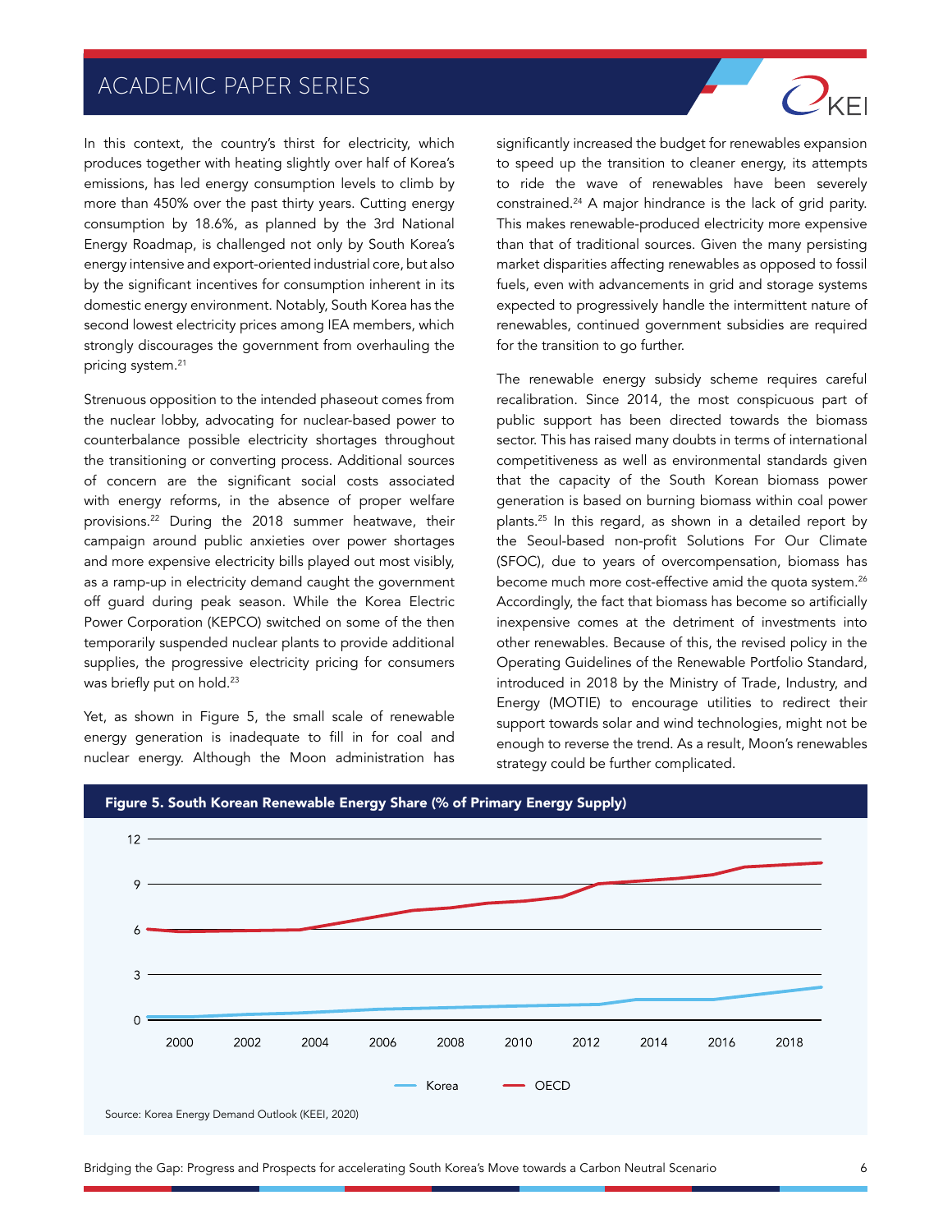In this context, the country's thirst for electricity, which produces together with heating slightly over half of Korea's emissions, has led energy consumption levels to climb by more than 450% over the past thirty years. Cutting energy consumption by 18.6%, as planned by the 3rd National Energy Roadmap, is challenged not only by South Korea's energy intensive and export-oriented industrial core, but also by the significant incentives for consumption inherent in its domestic energy environment. Notably, South Korea has the second lowest electricity prices among IEA members, which strongly discourages the government from overhauling the pricing system.[21]

Strenuous opposition to the intended phaseout comes from the nuclear lobby, advocating for nuclear-based power to counterbalance possible electricity shortages throughout the transitioning or converting process. Additional sources of concern are the significant social costs associated with energy reforms, in the absence of proper welfare provisions.[22] During the 2018 summer heatwave, their campaign around public anxieties over power shortages and more expensive electricity bills played out most visibly, as a ramp-up in electricity demand caught the government off guard during peak season. While the Korea Electric Power Corporation (KEPCO) switched on some of the then temporarily suspended nuclear plants to provide additional supplies, the progressive electricity pricing for consumers was briefly put on hold.[23]

Yet, as shown in Figure 5, the small scale of renewable energy generation is inadequate to fill in for coal and nuclear energy. Although the Moon administration has significantly increased the budget for renewables expansion to speed up the transition to cleaner energy, its attempts to ride the wave of renewables have been severely constrained.[24] A major hindrance is the lack of grid parity. This makes renewable-produced electricity more expensive than that of traditional sources. Given the many persisting market disparities affecting renewables as opposed to fossil fuels, even with advancements in grid and storage systems expected to progressively handle the intermittent nature of renewables, continued government subsidies are required for the transition to go further.

The renewable energy subsidy scheme requires careful recalibration. Since 2014, the most conspicuous part of public support has been directed towards the biomass sector. This has raised many doubts in terms of international competitiveness as well as environmental standards given that the capacity of the South Korean biomass power generation is based on burning biomass within coal power plants.[25] In this regard, as shown in a detailed report by the Seoul-based non-profit Solutions For Our Climate (SFOC), due to years of overcompensation, biomass has become much more cost-effective amid the quota system.[26] Accordingly, the fact that biomass has become so artificially inexpensive comes at the detriment of investments into other renewables. Because of this, the revised policy in the Operating Guidelines of the Renewable Portfolio Standard, introduced in 2018 by the Ministry of Trade, Industry, and Energy (MOTIE) to encourage utilities to redirect their support towards solar and wind technologies, might not be enough to reverse the trend. As a result, Moon's renewables strategy could be further complicated.

**Figure 5. South Korean Renewable Energy Share (% of Primary Energy Supply)**

Source: Korea Energy Demand Outlook (KEEI, 2020)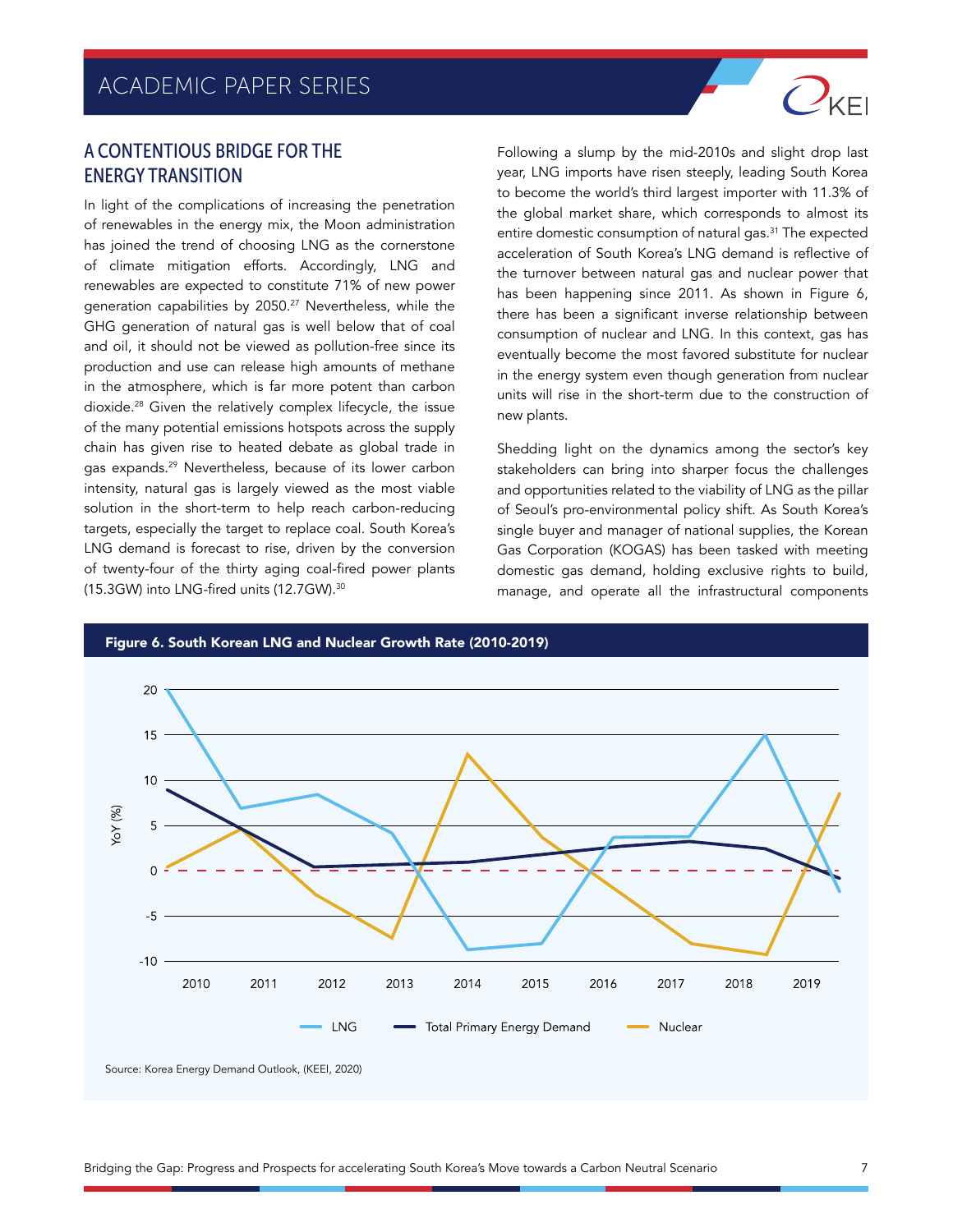## A CONTENTIOUS BRIDGE FOR THE ENERGY TRANSITION

In light of the complications of increasing the penetration of renewables in the energy mix, the Moon administration has joined the trend of choosing LNG as the cornerstone of climate mitigation efforts. Accordingly, LNG and renewables are expected to constitute 71% of new power generation capabilities by 2050.[27] Nevertheless, while the GHG generation of natural gas is well below that of coal and oil, it should not be viewed as pollution-free since its production and use can release high amounts of methane in the atmosphere, which is far more potent than carbon dioxide.[28] Given the relatively complex lifecycle, the issue of the many potential emissions hotspots across the supply chain has given rise to heated debate as global trade in gas expands.[29] Nevertheless, because of its lower carbon intensity, natural gas is largely viewed as the most viable solution in the short-term to help reach carbon-reducing targets, especially the target to replace coal. South Korea's LNG demand is forecast to rise, driven by the conversion of twenty-four of the thirty aging coal-fired power plants (15.3GW) into LNG-fired units (12.7GW).[30]

Following a slump by the mid-2010s and slight drop last year, LNG imports have risen steeply, leading South Korea to become the world's third largest importer with 11.3% of the global market share, which corresponds to almost its entire domestic consumption of natural gas.[31] The expected acceleration of South Korea's LNG demand is reflective of the turnover between natural gas and nuclear power that has been happening since 2011. As shown in Figure 6, there has been a significant inverse relationship between consumption of nuclear and LNG. In this context, gas has eventually become the most favored substitute for nuclear in the energy system even though generation from nuclear units will rise in the short-term due to the construction of new plants.

Shedding light on the dynamics among the sector's key stakeholders can bring into sharper focus the challenges and opportunities related to the viability of LNG as the pillar of Seoul's pro-environmental policy shift. As South Korea's single buyer and manager of national supplies, the Korean Gas Corporation (KOGAS) has been tasked with meeting domestic gas demand, holding exclusive rights to build, manage, and operate all the infrastructural components

**Figure 6. South Korean LNG and Nuclear Growth Rate (2010-2019)**

YoY (%)
20
15
10
5
0
-5
-10
2010 2011 2012 2013 2014 2015 2016 2017 2018 2019
LNG
Total Primary Energy Demand
Nuclear

Source: Korea Energy Demand Outlook, (KEEI, 2020)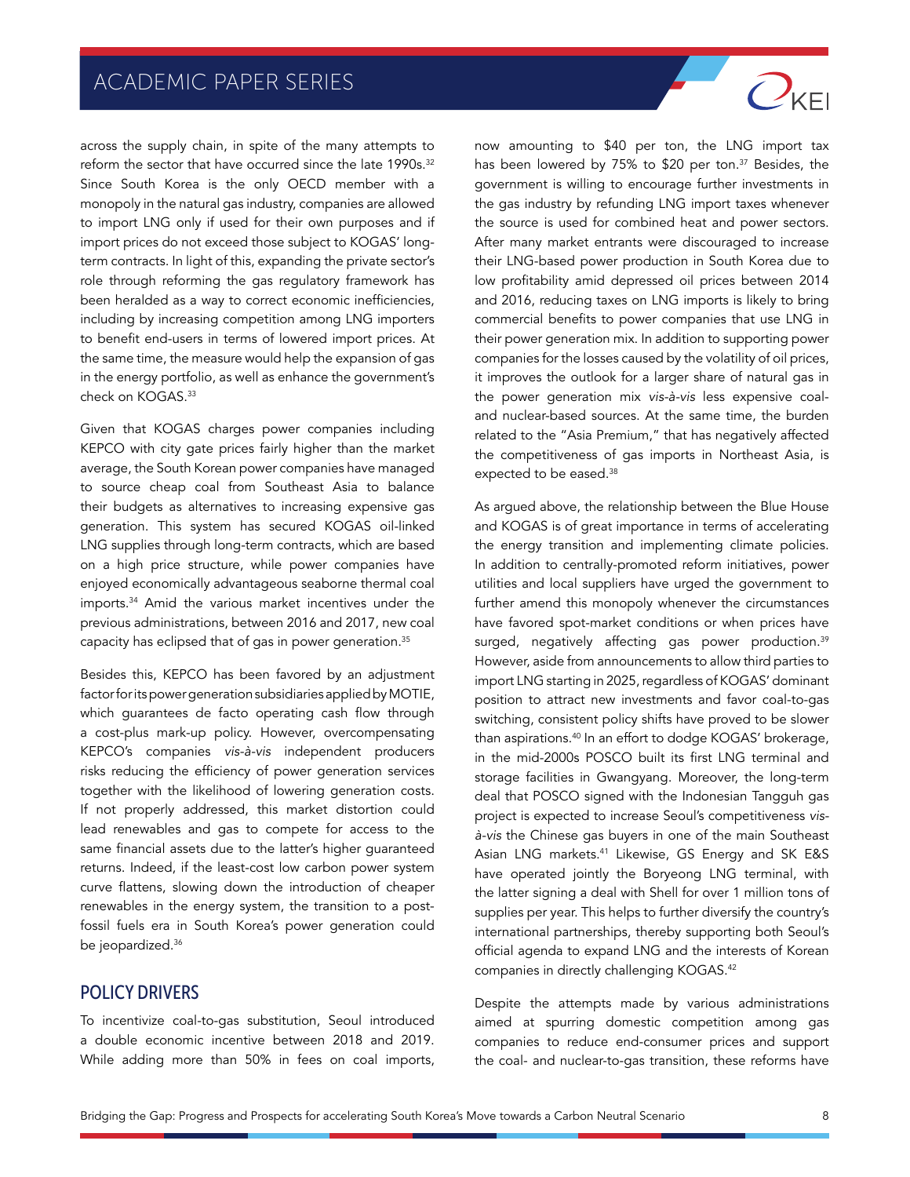across the supply chain, in spite of the many attempts to reform the sector that have occurred since the late 1990s.[32] Since South Korea is the only OECD member with a monopoly in the natural gas industry, companies are allowed to import LNG only if used for their own purposes and if import prices do not exceed those subject to KOGAS' long-term contracts. In light of this, expanding the private sector's role through reforming the gas regulatory framework has been heralded as a way to correct economic inefficiencies, including by increasing competition among LNG importers to benefit end-users in terms of lowered import prices. At the same time, the measure would help the expansion of gas in the energy portfolio, as well as enhance the government's check on KOGAS.[33]

Given that KOGAS charges power companies including KEPCO with city gate prices fairly higher than the market average, the South Korean power companies have managed to source cheap coal from Southeast Asia to balance their budgets as alternatives to increasing expensive gas generation. This system has secured KOGAS oil-linked LNG supplies through long-term contracts, which are based on a high price structure, while power companies have enjoyed economically advantageous seaborne thermal coal imports.[34] Amid the various market incentives under the previous administrations, between 2016 and 2017, new coal capacity has eclipsed that of gas in power generation.[35]

Besides this, KEPCO has been favored by an adjustment factor for its power generation subsidiaries applied by MOTIE, which guarantees de facto operating cash flow through a cost-plus mark-up policy. However, overcompensating KEPCO's companies *vis-à-vis* independent producers risks reducing the efficiency of power generation services together with the likelihood of lowering generation costs. If not properly addressed, this market distortion could lead renewables and gas to compete for access to the same financial assets due to the latter's higher guaranteed returns. Indeed, if the least-cost low carbon power system curve flattens, slowing down the introduction of cheaper renewables in the energy system, the transition to a post-fossil fuels era in South Korea's power generation could be jeopardized.[36]

## POLICY DRIVERS

To incentivize coal-to-gas substitution, Seoul introduced a double economic incentive between 2018 and 2019. While adding more than 50% in fees on coal imports, now amounting to $40 per ton, the LNG import tax has been lowered by 75% to $20 per ton.[37] Besides, the government is willing to encourage further investments in the gas industry by refunding LNG import taxes whenever the source is used for combined heat and power sectors. After many market entrants were discouraged to increase their LNG-based power production in South Korea due to low profitability amid depressed oil prices between 2014 and 2016, reducing taxes on LNG imports is likely to bring commercial benefits to power companies that use LNG in their power generation mix. In addition to supporting power companies for the losses caused by the volatility of oil prices, it improves the outlook for a larger share of natural gas in the power generation mix *vis-à-vis* less expensive coal- and nuclear-based sources. At the same time, the burden related to the "Asia Premium," that has negatively affected the competitiveness of gas imports in Northeast Asia, is expected to be eased.[38]

As argued above, the relationship between the Blue House and KOGAS is of great importance in terms of accelerating the energy transition and implementing climate policies. In addition to centrally-promoted reform initiatives, power utilities and local suppliers have urged the government to further amend this monopoly whenever the circumstances have favored spot-market conditions or when prices have surged, negatively affecting gas power production.[39] However, aside from announcements to allow third parties to import LNG starting in 2025, regardless of KOGAS' dominant position to attract new investments and favor coal-to-gas switching, consistent policy shifts have proved to be slower than aspirations.[40] In an effort to dodge KOGAS' brokerage, in the mid-2000s POSCO built its first LNG terminal and storage facilities in Gwangyang. Moreover, the long-term deal that POSCO signed with the Indonesian Tangguh gas project is expected to increase Seoul's competitiveness *vis-à-vis* the Chinese gas buyers in one of the main Southeast Asian LNG markets.[41] Likewise, GS Energy and SK E&S have operated jointly the Boryeong LNG terminal, with the latter signing a deal with Shell for over 1 million tons of supplies per year. This helps to further diversify the country's international partnerships, thereby supporting both Seoul's official agenda to expand LNG and the interests of Korean companies in directly challenging KOGAS.[42]

Despite the attempts made by various administrations aimed at spurring domestic competition among gas companies to reduce end-consumer prices and support the coal- and nuclear-to-gas transition, these reforms have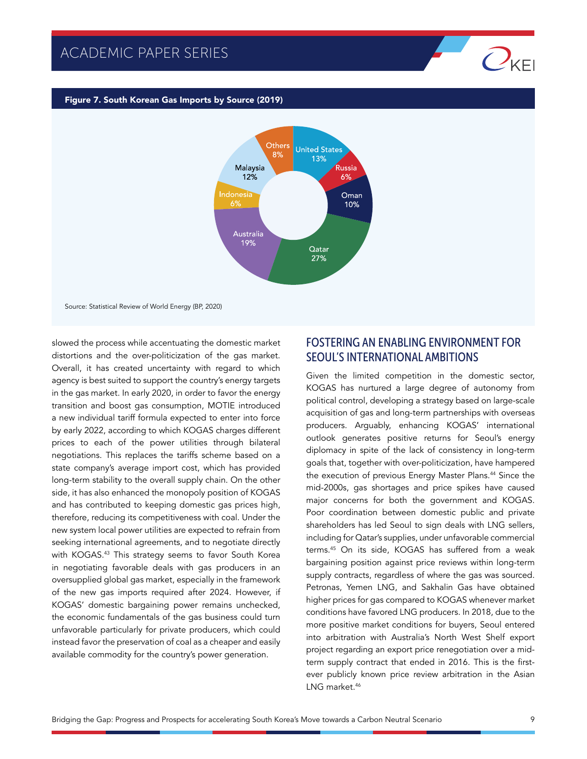**Figure 7. South Korean Gas Imports by Source (2019)**

Others 8%
United States 13%
Russia 6%
Oman 10%
Qatar 27%
Australia 19%
Indonesia 6%
Malaysia 12%

Source: Statistical Review of World Energy (BP, 2020)

slowed the process while accentuating the domestic market distortions and the over-politicization of the gas market. Overall, it has created uncertainty with regard to which agency is best suited to support the country's energy targets in the gas market. In early 2020, in order to favor the energy transition and boost gas consumption, MOTIE introduced a new individual tariff formula expected to enter into force by early 2022, according to which KOGAS charges different prices to each of the power utilities through bilateral negotiations. This replaces the tariffs scheme based on a state company's average import cost, which has provided long-term stability to the overall supply chain. On the other side, it has also enhanced the monopoly position of KOGAS and has contributed to keeping domestic gas prices high, therefore, reducing its competitiveness with coal. Under the new system local power utilities are expected to refrain from seeking international agreements, and to negotiate directly with KOGAS.[43] This strategy seems to favor South Korea in negotiating favorable deals with gas producers in an oversupplied global gas market, especially in the framework of the new gas imports required after 2024. However, if KOGAS' domestic bargaining power remains unchecked, the economic fundamentals of the gas business could turn unfavorable particularly for private producers, which could instead favor the preservation of coal as a cheaper and easily available commodity for the country's power generation.

## FOSTERING AN ENABLING ENVIRONMENT FOR SEOUL'S INTERNATIONAL AMBITIONS

Given the limited competition in the domestic sector, KOGAS has nurtured a large degree of autonomy from political control, developing a strategy based on large-scale acquisition of gas and long-term partnerships with overseas producers. Arguably, enhancing KOGAS' international outlook generates positive returns for Seoul's energy diplomacy in spite of the lack of consistency in long-term goals that, together with over-politicization, have hampered the execution of previous Energy Master Plans.[44] Since the mid-2000s, gas shortages and price spikes have caused major concerns for both the government and KOGAS. Poor coordination between domestic public and private shareholders has led Seoul to sign deals with LNG sellers, including for Qatar's supplies, under unfavorable commercial terms.[45] On its side, KOGAS has suffered from a weak bargaining position against price reviews within long-term supply contracts, regardless of where the gas was sourced. Petronas, Yemen LNG, and Sakhalin Gas have obtained higher prices for gas compared to KOGAS whenever market conditions have favored LNG producers. In 2018, due to the more positive market conditions for buyers, Seoul entered into arbitration with Australia's North West Shelf export project regarding an export price renegotiation over a mid-term supply contract that ended in 2016. This is the first-ever publicly known price review arbitration in the Asian LNG market.[46]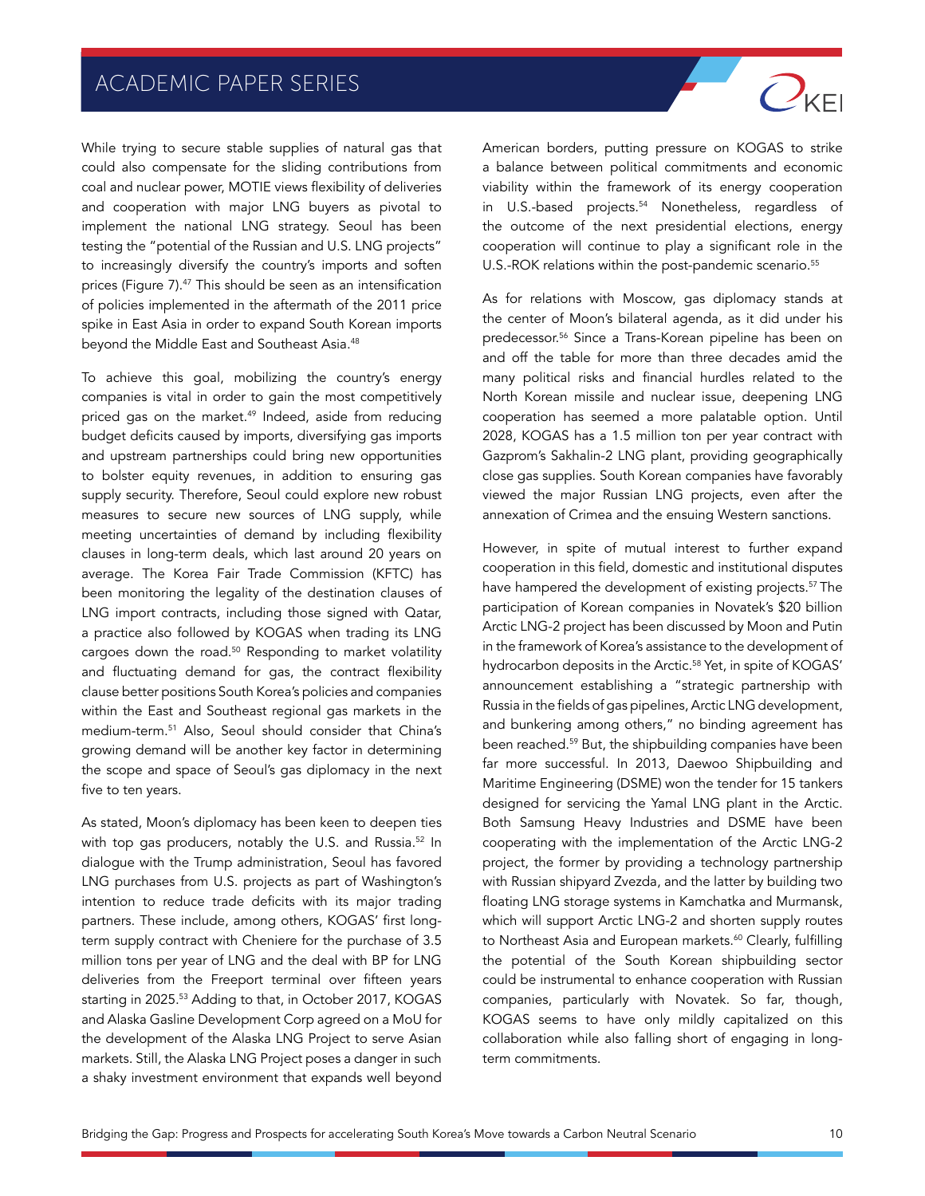While trying to secure stable supplies of natural gas that could also compensate for the sliding contributions from coal and nuclear power, MOTIE views flexibility of deliveries and cooperation with major LNG buyers as pivotal to implement the national LNG strategy. Seoul has been testing the "potential of the Russian and U.S. LNG projects" to increasingly diversify the country's imports and soften prices (Figure 7).[47] This should be seen as an intensification of policies implemented in the aftermath of the 2011 price spike in East Asia in order to expand South Korean imports beyond the Middle East and Southeast Asia.[48]

To achieve this goal, mobilizing the country's energy companies is vital in order to gain the most competitively priced gas on the market.[49] Indeed, aside from reducing budget deficits caused by imports, diversifying gas imports and upstream partnerships could bring new opportunities to bolster equity revenues, in addition to ensuring gas supply security. Therefore, Seoul could explore new robust measures to secure new sources of LNG supply, while meeting uncertainties of demand by including flexibility clauses in long-term deals, which last around 20 years on average. The Korea Fair Trade Commission (KFTC) has been monitoring the legality of the destination clauses of LNG import contracts, including those signed with Qatar, a practice also followed by KOGAS when trading its LNG cargoes down the road.[50] Responding to market volatility and fluctuating demand for gas, the contract flexibility clause better positions South Korea's policies and companies within the East and Southeast regional gas markets in the medium-term.[51] Also, Seoul should consider that China's growing demand will be another key factor in determining the scope and space of Seoul's gas diplomacy in the next five to ten years.

As stated, Moon's diplomacy has been keen to deepen ties with top gas producers, notably the U.S. and Russia.[52] In dialogue with the Trump administration, Seoul has favored LNG purchases from U.S. projects as part of Washington's intention to reduce trade deficits with its major trading partners. These include, among others, KOGAS' first long-term supply contract with Cheniere for the purchase of 3.5 million tons per year of LNG and the deal with BP for LNG deliveries from the Freeport terminal over fifteen years starting in 2025.[53] Adding to that, in October 2017, KOGAS and Alaska Gasline Development Corp agreed on a MoU for the development of the Alaska LNG Project to serve Asian markets. Still, the Alaska LNG Project poses a danger in such a shaky investment environment that expands well beyond American borders, putting pressure on KOGAS to strike a balance between political commitments and economic viability within the framework of its energy cooperation in U.S.-based projects.[54] Nonetheless, regardless of the outcome of the next presidential elections, energy cooperation will continue to play a significant role in the U.S.-ROK relations within the post-pandemic scenario.[55]

As for relations with Moscow, gas diplomacy stands at the center of Moon's bilateral agenda, as it did under his predecessor.[56] Since a Trans-Korean pipeline has been on and off the table for more than three decades amid the many political risks and financial hurdles related to the North Korean missile and nuclear issue, deepening LNG cooperation has seemed a more palatable option. Until 2028, KOGAS has a 1.5 million ton per year contract with Gazprom's Sakhalin-2 LNG plant, providing geographically close gas supplies. South Korean companies have favorably viewed the major Russian LNG projects, even after the annexation of Crimea and the ensuing Western sanctions.

However, in spite of mutual interest to further expand cooperation in this field, domestic and institutional disputes have hampered the development of existing projects.[57] The participation of Korean companies in Novatek's $20 billion Arctic LNG-2 project has been discussed by Moon and Putin in the framework of Korea's assistance to the development of hydrocarbon deposits in the Arctic.[58] Yet, in spite of KOGAS' announcement establishing a "strategic partnership with Russia in the fields of gas pipelines, Arctic LNG development, and bunkering among others," no binding agreement has been reached.[59] But, the shipbuilding companies have been far more successful. In 2013, Daewoo Shipbuilding and Maritime Engineering (DSME) won the tender for 15 tankers designed for servicing the Yamal LNG plant in the Arctic. Both Samsung Heavy Industries and DSME have been cooperating with the implementation of the Arctic LNG-2 project, the former by providing a technology partnership with Russian shipyard Zvezda, and the latter by building two floating LNG storage systems in Kamchatka and Murmansk, which will support Arctic LNG-2 and shorten supply routes to Northeast Asia and European markets.[60] Clearly, fulfilling the potential of the South Korean shipbuilding sector could be instrumental to enhance cooperation with Russian companies, particularly with Novatek. So far, though, KOGAS seems to have only mildly capitalized on this collaboration while also falling short of engaging in long-term commitments.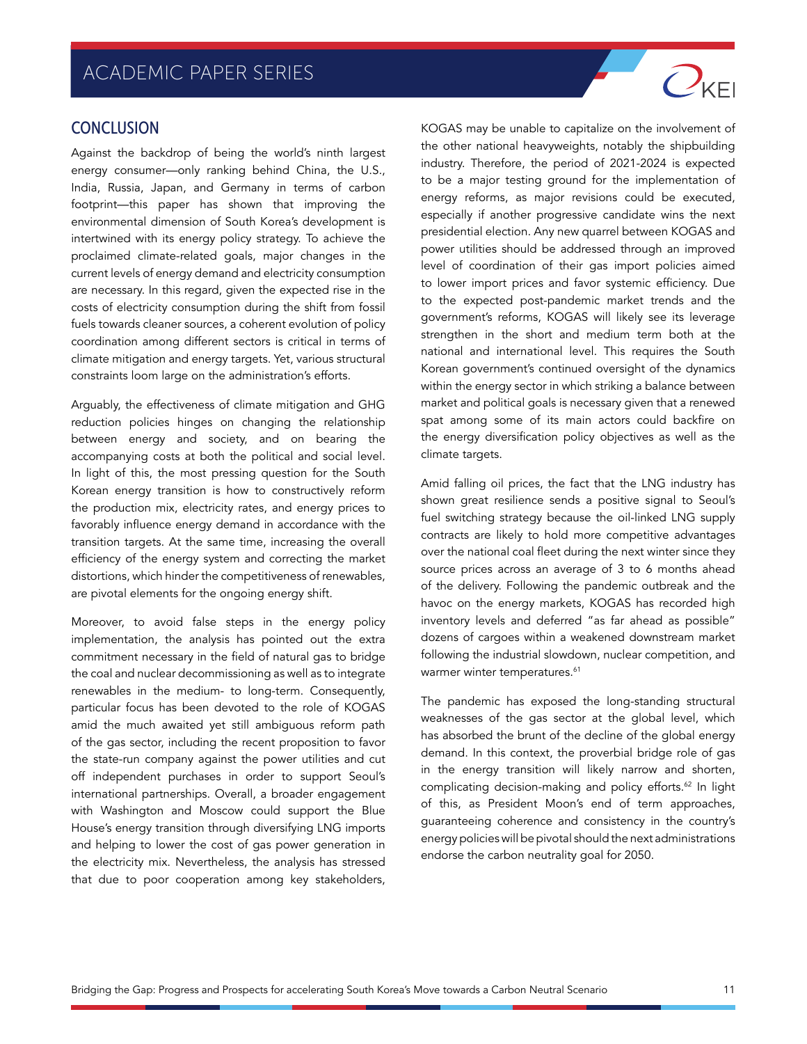## CONCLUSION

Against the backdrop of being the world's ninth largest energy consumer—only ranking behind China, the U.S., India, Russia, Japan, and Germany in terms of carbon footprint—this paper has shown that improving the environmental dimension of South Korea's development is intertwined with its energy policy strategy. To achieve the proclaimed climate-related goals, major changes in the current levels of energy demand and electricity consumption are necessary. In this regard, given the expected rise in the costs of electricity consumption during the shift from fossil fuels towards cleaner sources, a coherent evolution of policy coordination among different sectors is critical in terms of climate mitigation and energy targets. Yet, various structural constraints loom large on the administration's efforts.

Arguably, the effectiveness of climate mitigation and GHG reduction policies hinges on changing the relationship between energy and society, and on bearing the accompanying costs at both the political and social level. In light of this, the most pressing question for the South Korean energy transition is how to constructively reform the production mix, electricity rates, and energy prices to favorably influence energy demand in accordance with the transition targets. At the same time, increasing the overall efficiency of the energy system and correcting the market distortions, which hinder the competitiveness of renewables, are pivotal elements for the ongoing energy shift.

Moreover, to avoid false steps in the energy policy implementation, the analysis has pointed out the extra commitment necessary in the field of natural gas to bridge the coal and nuclear decommissioning as well as to integrate renewables in the medium- to long-term. Consequently, particular focus has been devoted to the role of KOGAS amid the much awaited yet still ambiguous reform path of the gas sector, including the recent proposition to favor the state-run company against the power utilities and cut off independent purchases in order to support Seoul's international partnerships. Overall, a broader engagement with Washington and Moscow could support the Blue House's energy transition through diversifying LNG imports and helping to lower the cost of gas power generation in the electricity mix. Nevertheless, the analysis has stressed that due to poor cooperation among key stakeholders, KOGAS may be unable to capitalize on the involvement of the other national heavyweights, notably the shipbuilding industry. Therefore, the period of 2021-2024 is expected to be a major testing ground for the implementation of energy reforms, as major revisions could be executed, especially if another progressive candidate wins the next presidential election. Any new quarrel between KOGAS and power utilities should be addressed through an improved level of coordination of their gas import policies aimed to lower import prices and favor systemic efficiency. Due to the expected post-pandemic market trends and the government's reforms, KOGAS will likely see its leverage strengthen in the short and medium term both at the national and international level. This requires the South Korean government's continued oversight of the dynamics within the energy sector in which striking a balance between market and political goals is necessary given that a renewed spat among some of its main actors could backfire on the energy diversification policy objectives as well as the climate targets.

Amid falling oil prices, the fact that the LNG industry has shown great resilience sends a positive signal to Seoul's fuel switching strategy because the oil-linked LNG supply contracts are likely to hold more competitive advantages over the national coal fleet during the next winter since they source prices across an average of 3 to 6 months ahead of the delivery. Following the pandemic outbreak and the havoc on the energy markets, KOGAS has recorded high inventory levels and deferred "as far ahead as possible" dozens of cargoes within a weakened downstream market following the industrial slowdown, nuclear competition, and warmer winter temperatures.[61]

The pandemic has exposed the long-standing structural weaknesses of the gas sector at the global level, which has absorbed the brunt of the decline of the global energy demand. In this context, the proverbial bridge role of gas in the energy transition will likely narrow and shorten, complicating decision-making and policy efforts.[62] In light of this, as President Moon's end of term approaches, guaranteeing coherence and consistency in the country's energy policies will be pivotal should the next administrations endorse the carbon neutrality goal for 2050.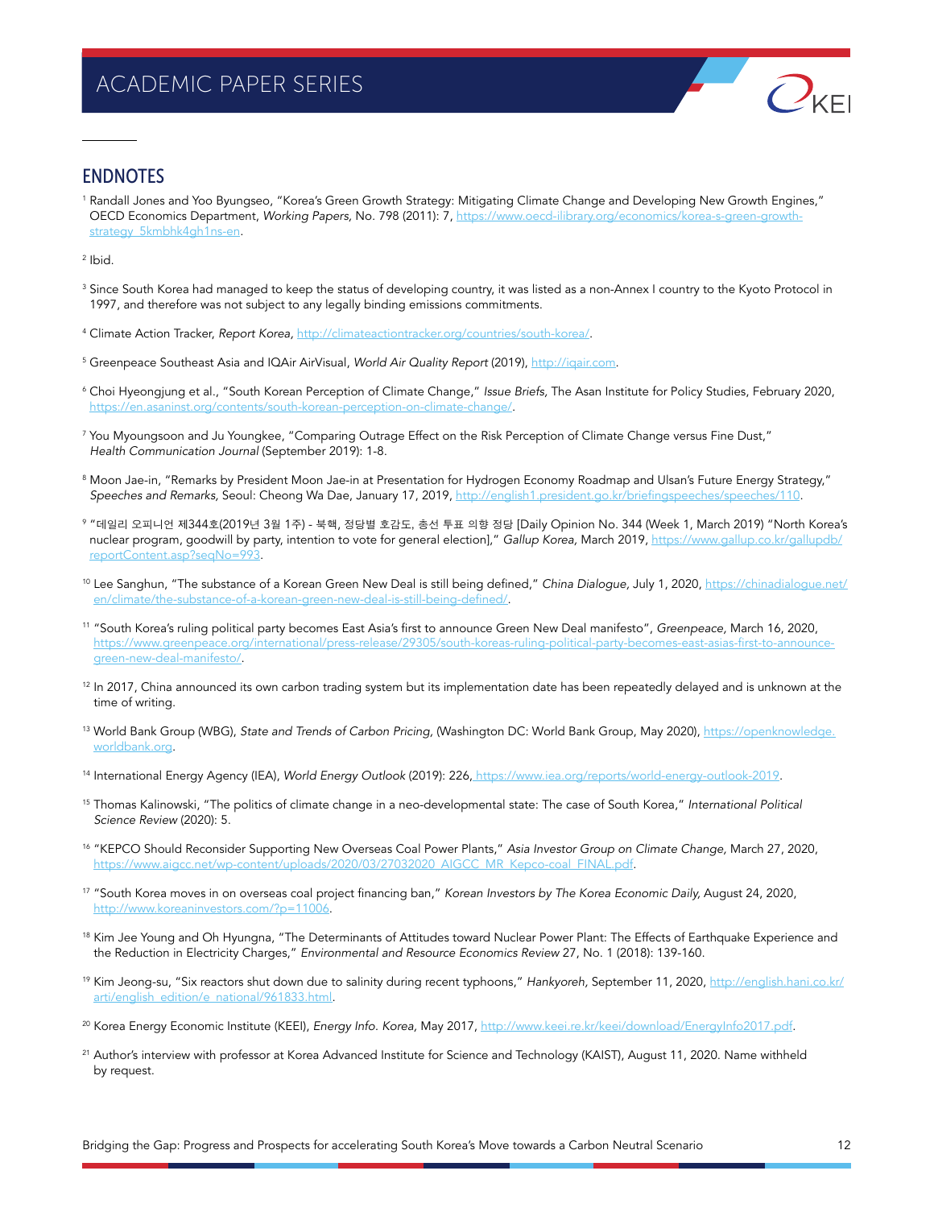## ENDNOTES

[1] Randall Jones and Yoo Byungseo, "Korea's Green Growth Strategy: Mitigating Climate Change and Developing New Growth Engines," OECD Economics Department, *Working Papers,* No. 798 (2011): 7, https://www.oecd-ilibrary.org/economics/korea-s-green-growth-strategy_5kmbhk4gh1ns-en.

[2] Ibid.

[3] Since South Korea had managed to keep the status of developing country, it was listed as a non-Annex I country to the Kyoto Protocol in 1997, and therefore was not subject to any legally binding emissions commitments.

[4] Climate Action Tracker, *Report Korea*, http://climateactiontracker.org/countries/south-korea/.

[5] Greenpeace Southeast Asia and IQAir AirVisual, *World Air Quality Report* (2019), http://iqair.com.

[6] Choi Hyeongjung et al., "South Korean Perception of Climate Change," *Issue Briefs,* The Asan Institute for Policy Studies, February 2020, https://en.asaninst.org/contents/south-korean-perception-on-climate-change/.

[7] You Myoungsoon and Ju Youngkee, "Comparing Outrage Effect on the Risk Perception of Climate Change versus Fine Dust," *Health Communication Journal* (September 2019): 1-8.

[8] Moon Jae-in, "Remarks by President Moon Jae-in at Presentation for Hydrogen Economy Roadmap and Ulsan's Future Energy Strategy," *Speeches and Remarks,* Seoul: Cheong Wa Dae, January 17, 2019, http://english1.president.go.kr/briefingspeeches/speeches/110.

[9] "데일리 오피니언 제344호(2019년 3월 1주) - 북핵, 정당별 호감도, 총선 투표 의향 정당 [Daily Opinion No. 344 (Week 1, March 2019) "North Korea's nuclear program, goodwill by party, intention to vote for general election]," *Gallup Korea,* March 2019, https://www.gallup.co.kr/gallupdb/reportContent.asp?seqNo=993.

[10] Lee Sanghun, "The substance of a Korean Green New Deal is still being defined," *China Dialogue*, July 1, 2020, https://chinadialogue.net/en/climate/the-substance-of-a-korean-green-new-deal-is-still-being-defined/.

[11] "South Korea's ruling political party becomes East Asia's first to announce Green New Deal manifesto", *Greenpeace,* March 16, 2020, https://www.greenpeace.org/international/press-release/29305/south-koreas-ruling-political-party-becomes-east-asias-first-to-announce-green-new-deal-manifesto/.

[12] In 2017, China announced its own carbon trading system but its implementation date has been repeatedly delayed and is unknown at the time of writing.

[13] World Bank Group (WBG), *State and Trends of Carbon Pricing,* (Washington DC: World Bank Group, May 2020), https://openknowledge.worldbank.org.

[14] International Energy Agency (IEA), *World Energy Outlook* (2019): 226, https://www.iea.org/reports/world-energy-outlook-2019.

[15] Thomas Kalinowski, "The politics of climate change in a neo-developmental state: The case of South Korea," *International Political Science Review* (2020): 5.

[16] "KEPCO Should Reconsider Supporting New Overseas Coal Power Plants," *Asia Investor Group on Climate Change,* March 27, 2020, https://www.aigcc.net/wp-content/uploads/2020/03/27032020_AIGCC_MR_Kepco-coal_FINAL.pdf.

[17] "South Korea moves in on overseas coal project financing ban," *Korean Investors by The Korea Economic Daily,* August 24, 2020, http://www.koreaninvestors.com/?p=11006.

[18] Kim Jee Young and Oh Hyungna, "The Determinants of Attitudes toward Nuclear Power Plant: The Effects of Earthquake Experience and the Reduction in Electricity Charges," *Environmental and Resource Economics Review* 27, No. 1 (2018): 139-160.

[19] Kim Jeong-su, "Six reactors shut down due to salinity during recent typhoons," *Hankyoreh,* September 11, 2020, http://english.hani.co.kr/arti/english_edition/e_national/961833.html.

[20] Korea Energy Economic Institute (KEEI), *Energy Info. Korea,* May 2017, http://www.keei.re.kr/keei/download/EnergyInfo2017.pdf.

[21] Author's interview with professor at Korea Advanced Institute for Science and Technology (KAIST), August 11, 2020. Name withheld by request.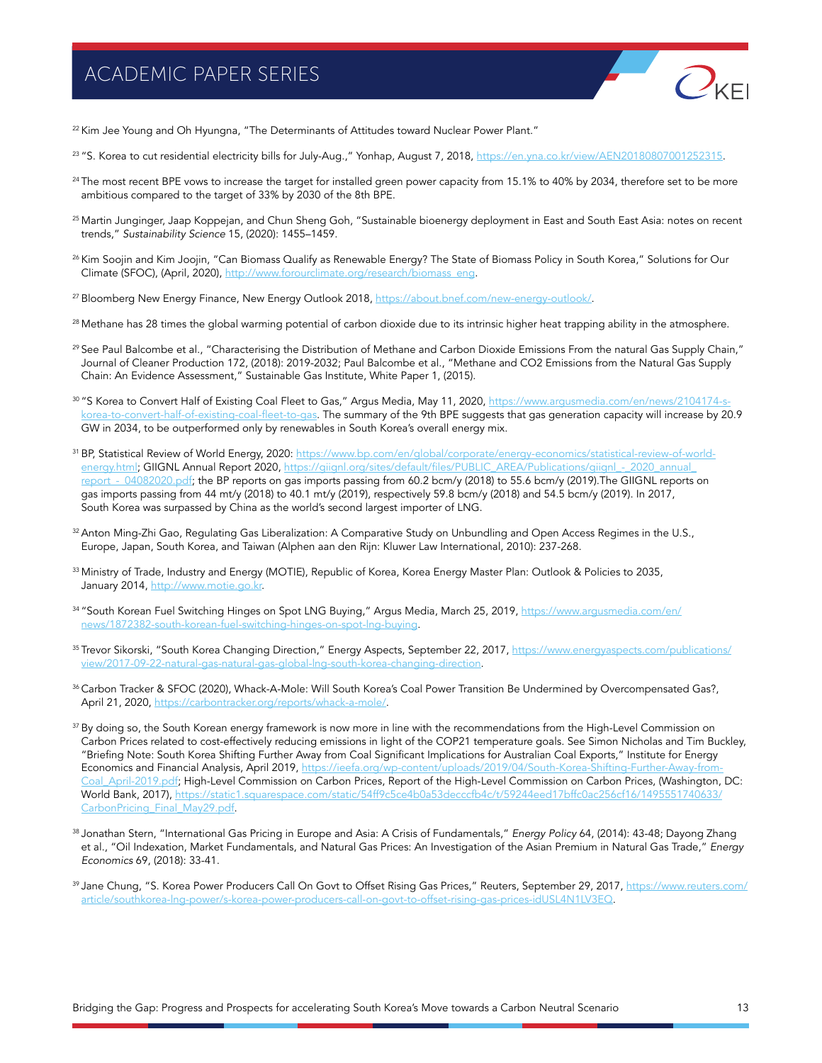[22] Kim Jee Young and Oh Hyungna, "The Determinants of Attitudes toward Nuclear Power Plant."

[23] "S. Korea to cut residential electricity bills for July-Aug.," Yonhap, August 7, 2018, https://en.yna.co.kr/view/AEN20180807001252315.

[24] The most recent BPE vows to increase the target for installed green power capacity from 15.1% to 40% by 2034, therefore set to be more ambitious compared to the target of 33% by 2030 of the 8th BPE.

[25] Martin Junginger, Jaap Koppejan, and Chun Sheng Goh, "Sustainable bioenergy deployment in East and South East Asia: notes on recent trends," *Sustainability Science* 15, (2020): 1455–1459.

[26] Kim Soojin and Kim Joojin, "Can Biomass Qualify as Renewable Energy? The State of Biomass Policy in South Korea," Solutions for Our Climate (SFOC), (April, 2020), http://www.forourclimate.org/research/biomass_eng.

[27] Bloomberg New Energy Finance, New Energy Outlook 2018, https://about.bnef.com/new-energy-outlook/.

[28] Methane has 28 times the global warming potential of carbon dioxide due to its intrinsic higher heat trapping ability in the atmosphere.

[29] See Paul Balcombe et al., "Characterising the Distribution of Methane and Carbon Dioxide Emissions From the natural Gas Supply Chain," Journal of Cleaner Production 172, (2018): 2019-2032; Paul Balcombe et al., "Methane and CO2 Emissions from the Natural Gas Supply Chain: An Evidence Assessment," Sustainable Gas Institute, White Paper 1, (2015).

[30] "S Korea to Convert Half of Existing Coal Fleet to Gas," Argus Media, May 11, 2020, https://www.argusmedia.com/en/news/2104174-s-korea-to-convert-half-of-existing-coal-fleet-to-gas. The summary of the 9th BPE suggests that gas generation capacity will increase by 20.9 GW in 2034, to be outperformed only by renewables in South Korea's overall energy mix.

[31] BP, Statistical Review of World Energy, 2020: https://www.bp.com/en/global/corporate/energy-economics/statistical-review-of-world-energy.html; GIIGNL Annual Report 2020, https://giignl.org/sites/default/files/PUBLIC_AREA/Publications/giignl_-_2020_annual_report_-_04082020.pdf; the BP reports on gas imports passing from 60.2 bcm/y (2018) to 55.6 bcm/y (2019).The GIIGNL reports on gas imports passing from 44 mt/y (2018) to 40.1 mt/y (2019), respectively 59.8 bcm/y (2018) and 54.5 bcm/y (2019). In 2017, South Korea was surpassed by China as the world's second largest importer of LNG.

[32] Anton Ming-Zhi Gao, Regulating Gas Liberalization: A Comparative Study on Unbundling and Open Access Regimes in the U.S., Europe, Japan, South Korea, and Taiwan (Alphen aan den Rijn: Kluwer Law International, 2010): 237-268.

[33] Ministry of Trade, Industry and Energy (MOTIE), Republic of Korea, Korea Energy Master Plan: Outlook & Policies to 2035, January 2014, http://www.motie.go.kr.

[34] "South Korean Fuel Switching Hinges on Spot LNG Buying," Argus Media, March 25, 2019, https://www.argusmedia.com/en/news/1872382-south-korean-fuel-switching-hinges-on-spot-lng-buying.

[35] Trevor Sikorski, "South Korea Changing Direction," Energy Aspects, September 22, 2017, https://www.energyaspects.com/publications/view/2017-09-22-natural-gas-natural-gas-global-lng-south-korea-changing-direction.

[36] Carbon Tracker & SFOC (2020), Whack-A-Mole: Will South Korea's Coal Power Transition Be Undermined by Overcompensated Gas?, April 21, 2020, https://carbontracker.org/reports/whack-a-mole/.

[37] By doing so, the South Korean energy framework is now more in line with the recommendations from the High-Level Commission on Carbon Prices related to cost-effectively reducing emissions in light of the COP21 temperature goals. See Simon Nicholas and Tim Buckley, "Briefing Note: South Korea Shifting Further Away from Coal Significant Implications for Australian Coal Exports," Institute for Energy Economics and Financial Analysis, April 2019, https://ieefa.org/wp-content/uploads/2019/04/South-Korea-Shifting-Further-Away-from-Coal_April-2019.pdf; High-Level Commission on Carbon Prices, Report of the High-Level Commission on Carbon Prices, (Washington, DC: World Bank, 2017), https://static1.squarespace.com/static/54ff9c5ce4b0a53decccfb4c/t/59244eed17bffc0ac256cf16/1495551740633/CarbonPricing_Final_May29.pdf.

[38] Jonathan Stern, "International Gas Pricing in Europe and Asia: A Crisis of Fundamentals," *Energy Policy* 64, (2014): 43-48; Dayong Zhang et al., "Oil Indexation, Market Fundamentals, and Natural Gas Prices: An Investigation of the Asian Premium in Natural Gas Trade," *Energy Economics* 69, (2018): 33-41.

[39] Jane Chung, "S. Korea Power Producers Call On Govt to Offset Rising Gas Prices," Reuters, September 29, 2017, https://www.reuters.com/article/southkorea-lng-power/s-korea-power-producers-call-on-govt-to-offset-rising-gas-prices-idUSL4N1LV3EQ.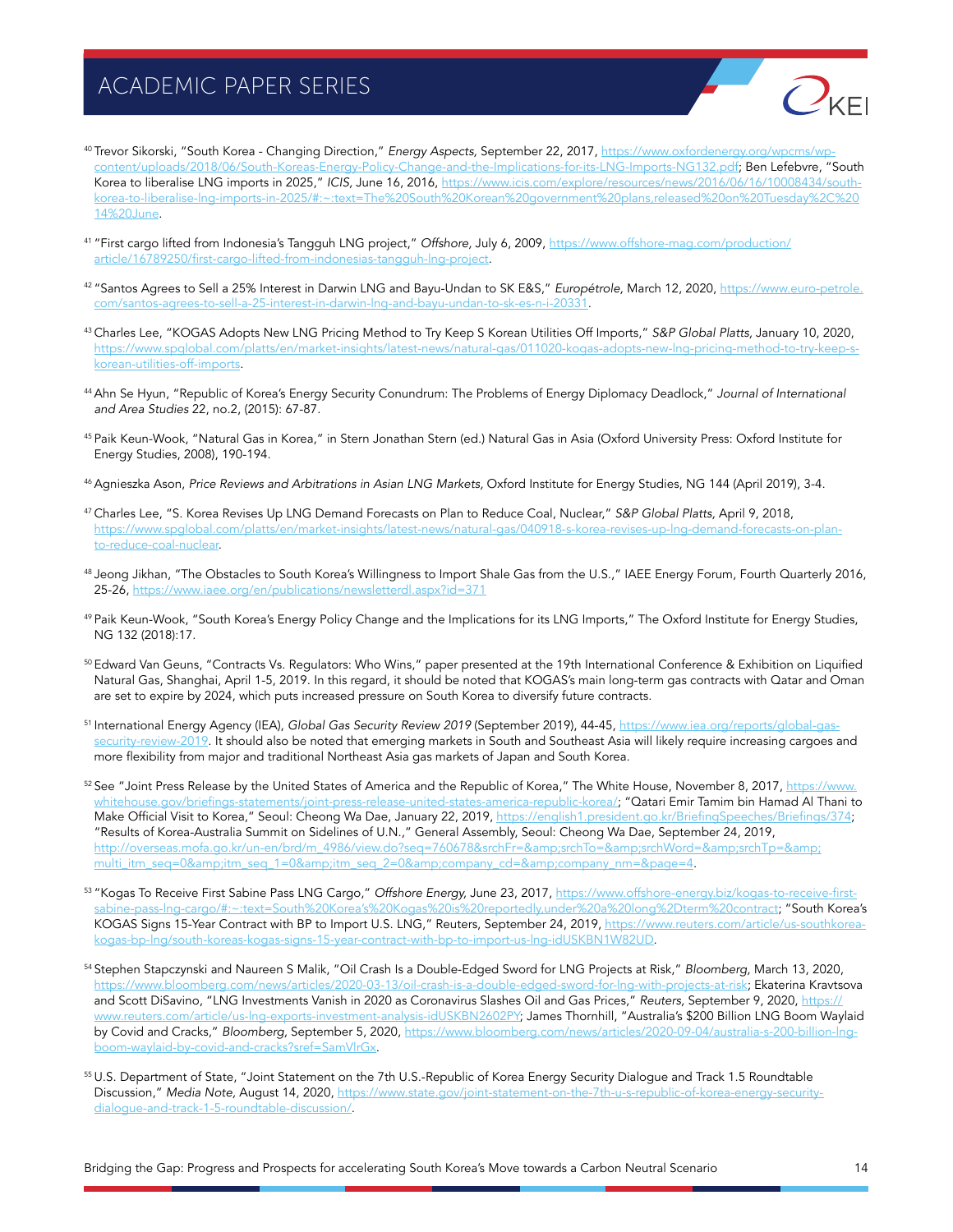[40] Trevor Sikorski, "South Korea - Changing Direction," *Energy Aspects,* September 22, 2017, https://www.oxfordenergy.org/wpcms/wp-content/uploads/2018/06/South-Koreas-Energy-Policy-Change-and-the-Implications-for-its-LNG-Imports-NG132.pdf; Ben Lefebvre, "South Korea to liberalise LNG imports in 2025," *ICIS,* June 16, 2016, https://www.icis.com/explore/resources/news/2016/06/16/10008434/south-korea-to-liberalise-lng-imports-in-2025/#:~:text=The%20South%20Korean%20government%20plans,released%20on%20Tuesday%2C%2014%20June.

[41] "First cargo lifted from Indonesia's Tangguh LNG project," *Offshore,* July 6, 2009, https://www.offshore-mag.com/production/article/16789250/first-cargo-lifted-from-indonesias-tangguh-lng-project.

[42] "Santos Agrees to Sell a 25% Interest in Darwin LNG and Bayu-Undan to SK E&S," *Europétrole,* March 12, 2020, https://www.euro-petrole.com/santos-agrees-to-sell-a-25-interest-in-darwin-lng-and-bayu-undan-to-sk-es-n-i-20331.

[43] Charles Lee, "KOGAS Adopts New LNG Pricing Method to Try Keep S Korean Utilities Off Imports," *S&P Global Platts,* January 10, 2020, https://www.spglobal.com/platts/en/market-insights/latest-news/natural-gas/011020-kogas-adopts-new-lng-pricing-method-to-try-keep-s-korean-utilities-off-imports.

[44] Ahn Se Hyun, "Republic of Korea's Energy Security Conundrum: The Problems of Energy Diplomacy Deadlock," *Journal of International and Area Studies* 22, no.2, (2015): 67-87.

[45] Paik Keun-Wook, "Natural Gas in Korea," in Stern Jonathan Stern (ed.) Natural Gas in Asia (Oxford University Press: Oxford Institute for Energy Studies, 2008), 190-194.

[46] Agnieszka Ason, *Price Reviews and Arbitrations in Asian LNG Markets,* Oxford Institute for Energy Studies, NG 144 (April 2019), 3-4.

[47] Charles Lee, "S. Korea Revises Up LNG Demand Forecasts on Plan to Reduce Coal, Nuclear," *S&P Global Platts,* April 9, 2018, https://www.spglobal.com/platts/en/market-insights/latest-news/natural-gas/040918-s-korea-revises-up-lng-demand-forecasts-on-plan-to-reduce-coal-nuclear.

[48] Jeong Jikhan, "The Obstacles to South Korea's Willingness to Import Shale Gas from the U.S.," IAEE Energy Forum, Fourth Quarterly 2016, 25-26, https://www.iaee.org/en/publications/newsletterdl.aspx?id=371

[49] Paik Keun-Wook, "South Korea's Energy Policy Change and the Implications for its LNG Imports," The Oxford Institute for Energy Studies, NG 132 (2018):17.

[50] Edward Van Geuns, "Contracts Vs. Regulators: Who Wins," paper presented at the 19th International Conference & Exhibition on Liquified Natural Gas, Shanghai, April 1-5, 2019. In this regard, it should be noted that KOGAS's main long-term gas contracts with Qatar and Oman are set to expire by 2024, which puts increased pressure on South Korea to diversify future contracts.

[51] International Energy Agency (IEA), *Global Gas Security Review 2019* (September 2019), 44-45, https://www.iea.org/reports/global-gas-security-review-2019. It should also be noted that emerging markets in South and Southeast Asia will likely require increasing cargoes and more flexibility from major and traditional Northeast Asia gas markets of Japan and South Korea.

[52] See "Joint Press Release by the United States of America and the Republic of Korea," The White House, November 8, 2017, https://www.whitehouse.gov/briefings-statements/joint-press-release-united-states-america-republic-korea/; "Qatari Emir Tamim bin Hamad Al Thani to Make Official Visit to Korea," Seoul: Cheong Wa Dae, January 22, 2019, https://english1.president.go.kr/BriefingSpeeches/Briefings/374; "Results of Korea-Australia Summit on Sidelines of U.N.," General Assembly, Seoul: Cheong Wa Dae, September 24, 2019, http://overseas.mofa.go.kr/un-en/brd/m_4986/view.do?seq=760678&srchFr=&amp;srchTo=&amp;srchWord=&amp;srchTp=&amp;multi_itm_seq=0&amp;itm_seq_1=0&amp;itm_seq_2=0&amp;company_cd=&amp;company_nm=&page=4.

[53] "Kogas To Receive First Sabine Pass LNG Cargo," *Offshore Energy,* June 23, 2017, https://www.offshore-energy.biz/kogas-to-receive-first-sabine-pass-lng-cargo/#:~:text=South%20Korea's%20Kogas%20is%20reportedly,under%20a%20long%2Dterm%20contract; "South Korea's KOGAS Signs 15-Year Contract with BP to Import U.S. LNG," Reuters, September 24, 2019, https://www.reuters.com/article/us-southkorea-kogas-bp-lng/south-koreas-kogas-signs-15-year-contract-with-bp-to-import-us-lng-idUSKBN1W82UD.

[54] Stephen Stapczynski and Naureen S Malik, "Oil Crash Is a Double-Edged Sword for LNG Projects at Risk," *Bloomberg,* March 13, 2020, https://www.bloomberg.com/news/articles/2020-03-13/oil-crash-is-a-double-edged-sword-for-lng-with-projects-at-risk; Ekaterina Kravtsova and Scott DiSavino, "LNG Investments Vanish in 2020 as Coronavirus Slashes Oil and Gas Prices," *Reuters,* September 9, 2020, https://www.reuters.com/article/us-lng-exports-investment-analysis-idUSKBN2602PY; James Thornhill, "Australia's $200 Billion LNG Boom Waylaid by Covid and Cracks," *Bloomberg,* September 5, 2020, https://www.bloomberg.com/news/articles/2020-09-04/australia-s-200-billion-lng-boom-waylaid-by-covid-and-cracks?sref=SamVlrGx.

[55] U.S. Department of State, "Joint Statement on the 7th U.S.-Republic of Korea Energy Security Dialogue and Track 1.5 Roundtable Discussion," *Media Note,* August 14, 2020, https://www.state.gov/joint-statement-on-the-7th-u-s-republic-of-korea-energy-security-dialogue-and-track-1-5-roundtable-discussion/.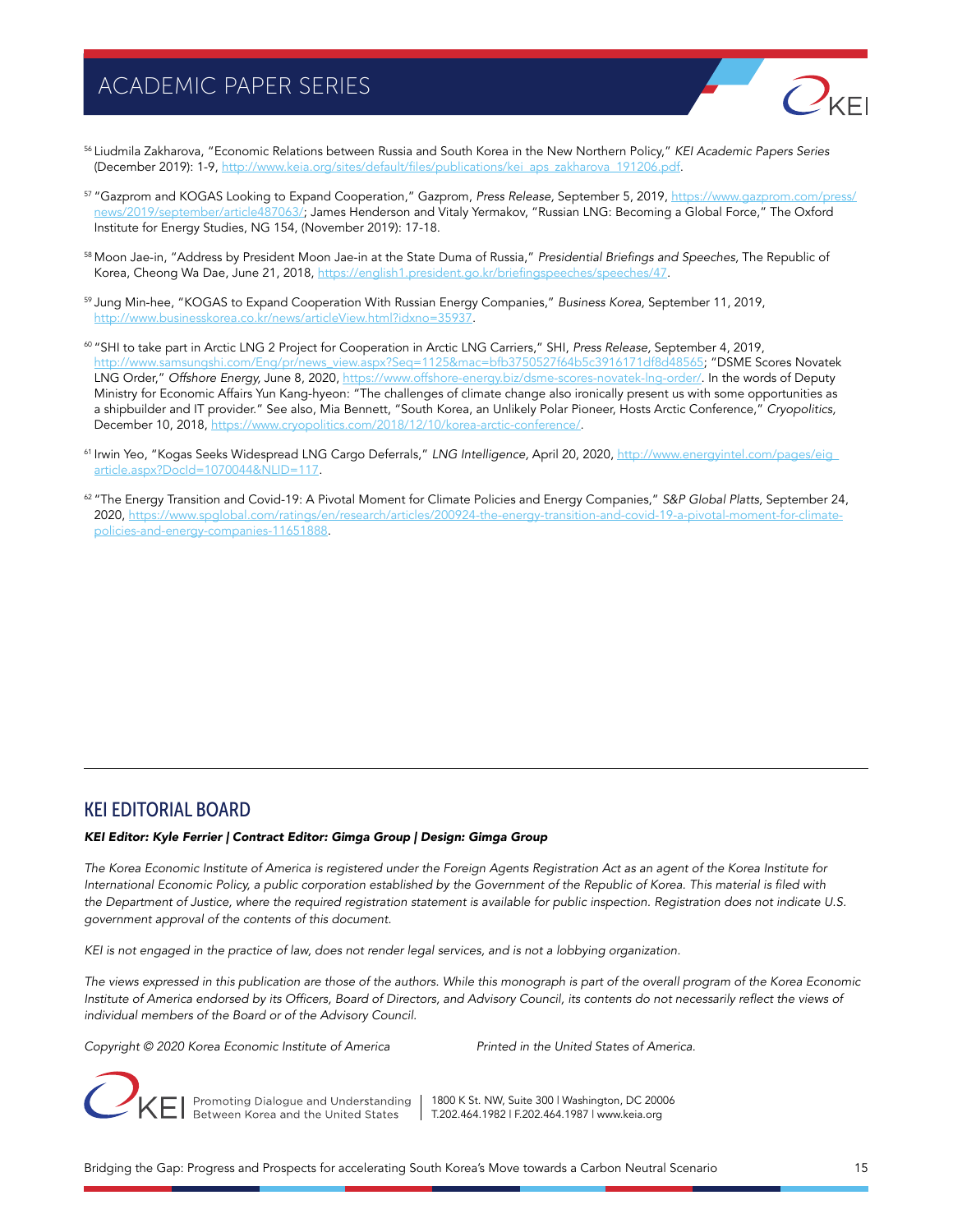[56] Liudmila Zakharova, "Economic Relations between Russia and South Korea in the New Northern Policy," *KEI Academic Papers Series* (December 2019): 1-9, http://www.keia.org/sites/default/files/publications/kei_aps_zakharova_191206.pdf.

[57] "Gazprom and KOGAS Looking to Expand Cooperation," Gazprom, *Press Release*, September 5, 2019, https://www.gazprom.com/press/news/2019/september/article487063/; James Henderson and Vitaly Yermakov, "Russian LNG: Becoming a Global Force," The Oxford Institute for Energy Studies, NG 154, (November 2019): 17-18.

[58] Moon Jae-in, "Address by President Moon Jae-in at the State Duma of Russia," *Presidential Briefings and Speeches*, The Republic of Korea, Cheong Wa Dae, June 21, 2018, https://english1.president.go.kr/briefingspeeches/speeches/47.

[59] Jung Min-hee, "KOGAS to Expand Cooperation With Russian Energy Companies," *Business Korea*, September 11, 2019, http://www.businesskorea.co.kr/news/articleView.html?idxno=35937.

[60] "SHI to take part in Arctic LNG 2 Project for Cooperation in Arctic LNG Carriers," SHI, *Press Release*, September 4, 2019, http://www.samsungshi.com/Eng/pr/news_view.aspx?Seq=1125&mac=bfb3750527f64b5c3916171df8d48565; "DSME Scores Novatek LNG Order," *Offshore Energy*, June 8, 2020, https://www.offshore-energy.biz/dsme-scores-novatek-lng-order/. In the words of Deputy Ministry for Economic Affairs Yun Kang-hyeon: "The challenges of climate change also ironically present us with some opportunities as a shipbuilder and IT provider." See also, Mia Bennett, "South Korea, an Unlikely Polar Pioneer, Hosts Arctic Conference," *Cryopolitics*, December 10, 2018, https://www.cryopolitics.com/2018/12/10/korea-arctic-conference/.

[61] Irwin Yeo, "Kogas Seeks Widespread LNG Cargo Deferrals," *LNG Intelligence*, April 20, 2020, http://www.energyintel.com/pages/eig_article.aspx?DocId=1070044&NLID=117.

[62] "The Energy Transition and Covid-19: A Pivotal Moment for Climate Policies and Energy Companies," *S&P Global Platts*, September 24, 2020, https://www.spglobal.com/ratings/en/research/articles/200924-the-energy-transition-and-covid-19-a-pivotal-moment-for-climate-policies-and-energy-companies-11651888.

## KEI EDITORIAL BOARD

***KEI Editor: Kyle Ferrier | Contract Editor: Gimga Group | Design: Gimga Group***

*The Korea Economic Institute of America is registered under the Foreign Agents Registration Act as an agent of the Korea Institute for International Economic Policy, a public corporation established by the Government of the Republic of Korea. This material is filed with the Department of Justice, where the required registration statement is available for public inspection. Registration does not indicate U.S. government approval of the contents of this document.*

*KEI is not engaged in the practice of law, does not render legal services, and is not a lobbying organization.*

*The views expressed in this publication are those of the authors. While this monograph is part of the overall program of the Korea Economic Institute of America endorsed by its Officers, Board of Directors, and Advisory Council, its contents do not necessarily reflect the views of individual members of the Board or of the Advisory Council.*

*Copyright © 2020 Korea Economic Institute of America* *Printed in the United States of America.*

KEI Promoting Dialogue and Understanding Between Korea and the United States

1800 K St. NW, Suite 300 | Washington, DC 20006
T.202.464.1982 | F.202.464.1987 | www.keia.org